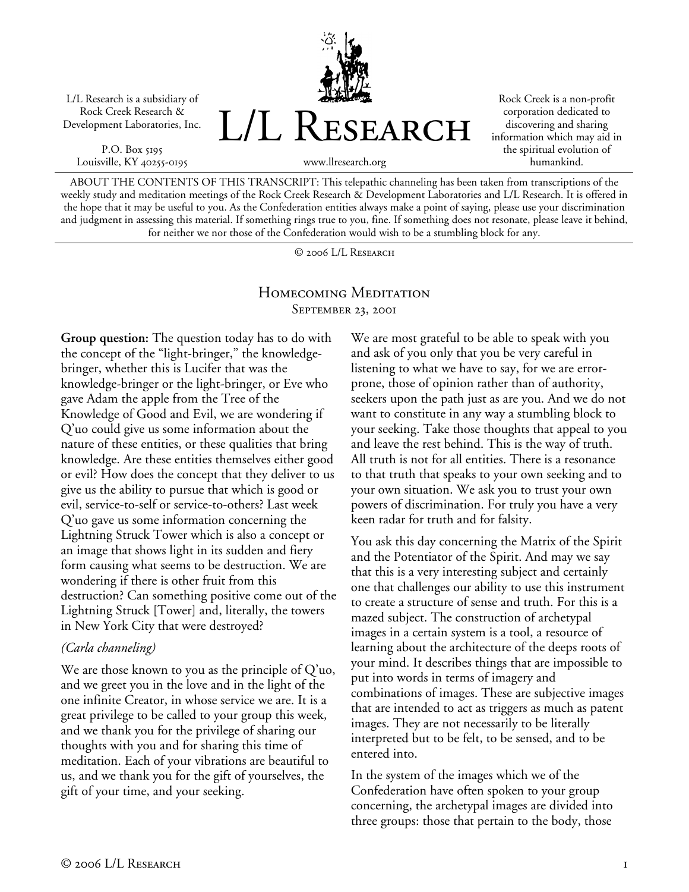L/L Research is a subsidiary of Rock Creek Research & Development Laboratories, Inc.

P.O. Box 5195
Louisville, KY 40255-0195

# L/L Research

www.llresearch.org

Rock Creek is a non-profit corporation dedicated to discovering and sharing information which may aid in the spiritual evolution of humankind.

ABOUT THE CONTENTS OF THIS TRANSCRIPT: This telepathic channeling has been taken from transcriptions of the weekly study and meditation meetings of the Rock Creek Research & Development Laboratories and L/L Research. It is offered in the hope that it may be useful to you. As the Confederation entities always make a point of saying, please use your discrimination and judgment in assessing this material. If something rings true to you, fine. If something does not resonate, please leave it behind, for neither we nor those of the Confederation would wish to be a stumbling block for any.

© 2006 L/L Research

## Homecoming Meditation
September 23, 2001

**Group question:** The question today has to do with the concept of the "light-bringer," the knowledge-bringer, whether this is Lucifer that was the knowledge-bringer or the light-bringer, or Eve who gave Adam the apple from the Tree of the Knowledge of Good and Evil, we are wondering if Q'uo could give us some information about the nature of these entities, or these qualities that bring knowledge. Are these entities themselves either good or evil? How does the concept that they deliver to us give us the ability to pursue that which is good or evil, service-to-self or service-to-others? Last week Q'uo gave us some information concerning the Lightning Struck Tower which is also a concept or an image that shows light in its sudden and fiery form causing what seems to be destruction. We are wondering if there is other fruit from this destruction? Can something positive come out of the Lightning Struck [Tower] and, literally, the towers in New York City that were destroyed?

*(Carla channeling)*

We are those known to you as the principle of Q'uo, and we greet you in the love and in the light of the one infinite Creator, in whose service we are. It is a great privilege to be called to your group this week, and we thank you for the privilege of sharing our thoughts with you and for sharing this time of meditation. Each of your vibrations are beautiful to us, and we thank you for the gift of yourselves, the gift of your time, and your seeking.

We are most grateful to be able to speak with you and ask of you only that you be very careful in listening to what we have to say, for we are error-prone, those of opinion rather than of authority, seekers upon the path just as are you. And we do not want to constitute in any way a stumbling block to your seeking. Take those thoughts that appeal to you and leave the rest behind. This is the way of truth. All truth is not for all entities. There is a resonance to that truth that speaks to your own seeking and to your own situation. We ask you to trust your own powers of discrimination. For truly you have a very keen radar for truth and for falsity.

You ask this day concerning the Matrix of the Spirit and the Potentiator of the Spirit. And may we say that this is a very interesting subject and certainly one that challenges our ability to use this instrument to create a structure of sense and truth. For this is a mazed subject. The construction of archetypal images in a certain system is a tool, a resource of learning about the architecture of the deeps roots of your mind. It describes things that are impossible to put into words in terms of imagery and combinations of images. These are subjective images that are intended to act as triggers as much as patent images. They are not necessarily to be literally interpreted but to be felt, to be sensed, and to be entered into.

In the system of the images which we of the Confederation have often spoken to your group concerning, the archetypal images are divided into three groups: those that pertain to the body, those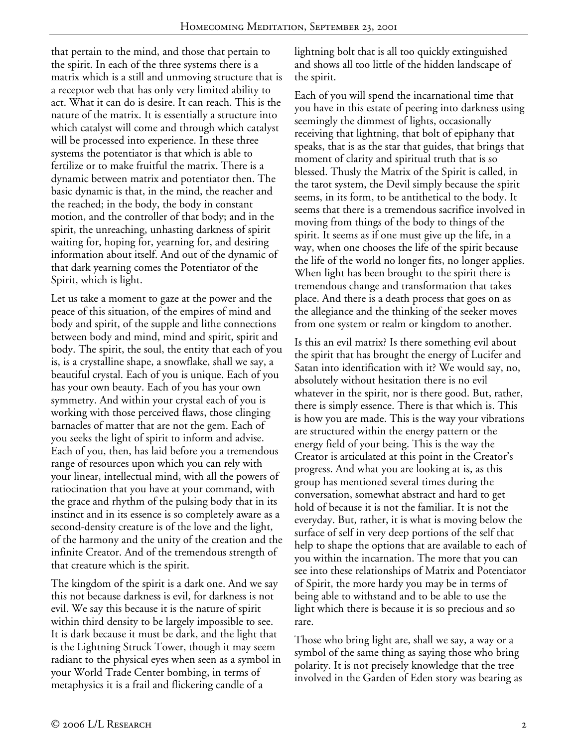that pertain to the mind, and those that pertain to the spirit. In each of the three systems there is a matrix which is a still and unmoving structure that is a receptor web that has only very limited ability to act. What it can do is desire. It can reach. This is the nature of the matrix. It is essentially a structure into which catalyst will come and through which catalyst will be processed into experience. In these three systems the potentiator is that which is able to fertilize or to make fruitful the matrix. There is a dynamic between matrix and potentiator then. The basic dynamic is that, in the mind, the reacher and the reached; in the body, the body in constant motion, and the controller of that body; and in the spirit, the unreaching, unhasting darkness of spirit waiting for, hoping for, yearning for, and desiring information about itself. And out of the dynamic of that dark yearning comes the Potentiator of the Spirit, which is light.

Let us take a moment to gaze at the power and the peace of this situation, of the empires of mind and body and spirit, of the supple and lithe connections between body and mind, mind and spirit, spirit and body. The spirit, the soul, the entity that each of you is, is a crystalline shape, a snowflake, shall we say, a beautiful crystal. Each of you is unique. Each of you has your own beauty. Each of you has your own symmetry. And within your crystal each of you is working with those perceived flaws, those clinging barnacles of matter that are not the gem. Each of you seeks the light of spirit to inform and advise. Each of you, then, has laid before you a tremendous range of resources upon which you can rely with your linear, intellectual mind, with all the powers of ratiocination that you have at your command, with the grace and rhythm of the pulsing body that in its instinct and in its essence is so completely aware as a second-density creature is of the love and the light, of the harmony and the unity of the creation and the infinite Creator. And of the tremendous strength of that creature which is the spirit.

The kingdom of the spirit is a dark one. And we say this not because darkness is evil, for darkness is not evil. We say this because it is the nature of spirit within third density to be largely impossible to see. It is dark because it must be dark, and the light that is the Lightning Struck Tower, though it may seem radiant to the physical eyes when seen as a symbol in your World Trade Center bombing, in terms of metaphysics it is a frail and flickering candle of a lightning bolt that is all too quickly extinguished and shows all too little of the hidden landscape of the spirit.

Each of you will spend the incarnational time that you have in this estate of peering into darkness using seemingly the dimmest of lights, occasionally receiving that lightning, that bolt of epiphany that speaks, that is as the star that guides, that brings that moment of clarity and spiritual truth that is so blessed. Thusly the Matrix of the Spirit is called, in the tarot system, the Devil simply because the spirit seems, in its form, to be antithetical to the body. It seems that there is a tremendous sacrifice involved in moving from things of the body to things of the spirit. It seems as if one must give up the life, in a way, when one chooses the life of the spirit because the life of the world no longer fits, no longer applies. When light has been brought to the spirit there is tremendous change and transformation that takes place. And there is a death process that goes on as the allegiance and the thinking of the seeker moves from one system or realm or kingdom to another.

Is this an evil matrix? Is there something evil about the spirit that has brought the energy of Lucifer and Satan into identification with it? We would say, no, absolutely without hesitation there is no evil whatever in the spirit, nor is there good. But, rather, there is simply essence. There is that which is. This is how you are made. This is the way your vibrations are structured within the energy pattern or the energy field of your being. This is the way the Creator is articulated at this point in the Creator's progress. And what you are looking at is, as this group has mentioned several times during the conversation, somewhat abstract and hard to get hold of because it is not the familiar. It is not the everyday. But, rather, it is what is moving below the surface of self in very deep portions of the self that help to shape the options that are available to each of you within the incarnation. The more that you can see into these relationships of Matrix and Potentiator of Spirit, the more hardy you may be in terms of being able to withstand and to be able to use the light which there is because it is so precious and so rare.

Those who bring light are, shall we say, a way or a symbol of the same thing as saying those who bring polarity. It is not precisely knowledge that the tree involved in the Garden of Eden story was bearing as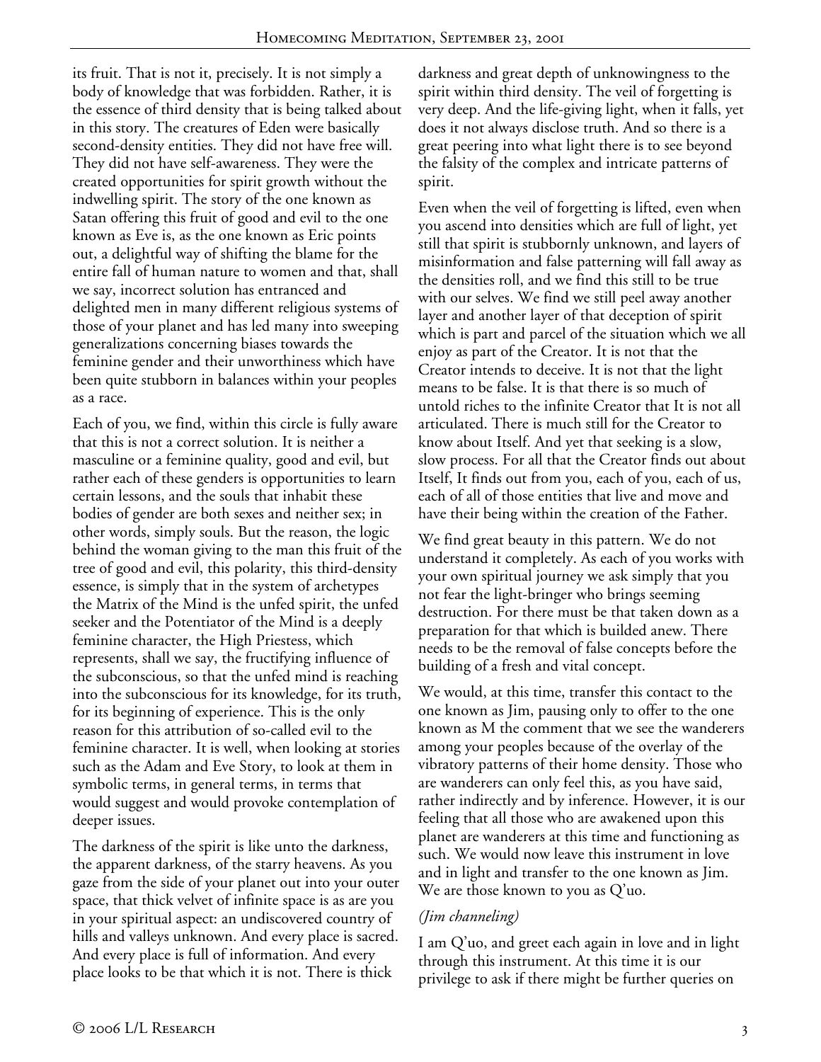its fruit. That is not it, precisely. It is not simply a body of knowledge that was forbidden. Rather, it is the essence of third density that is being talked about in this story. The creatures of Eden were basically second-density entities. They did not have free will. They did not have self-awareness. They were the created opportunities for spirit growth without the indwelling spirit. The story of the one known as Satan offering this fruit of good and evil to the one known as Eve is, as the one known as Eric points out, a delightful way of shifting the blame for the entire fall of human nature to women and that, shall we say, incorrect solution has entranced and delighted men in many different religious systems of those of your planet and has led many into sweeping generalizations concerning biases towards the feminine gender and their unworthiness which have been quite stubborn in balances within your peoples as a race.

Each of you, we find, within this circle is fully aware that this is not a correct solution. It is neither a masculine or a feminine quality, good and evil, but rather each of these genders is opportunities to learn certain lessons, and the souls that inhabit these bodies of gender are both sexes and neither sex; in other words, simply souls. But the reason, the logic behind the woman giving to the man this fruit of the tree of good and evil, this polarity, this third-density essence, is simply that in the system of archetypes the Matrix of the Mind is the unfed spirit, the unfed seeker and the Potentiator of the Mind is a deeply feminine character, the High Priestess, which represents, shall we say, the fructifying influence of the subconscious, so that the unfed mind is reaching into the subconscious for its knowledge, for its truth, for its beginning of experience. This is the only reason for this attribution of so-called evil to the feminine character. It is well, when looking at stories such as the Adam and Eve Story, to look at them in symbolic terms, in general terms, in terms that would suggest and would provoke contemplation of deeper issues.

The darkness of the spirit is like unto the darkness, the apparent darkness, of the starry heavens. As you gaze from the side of your planet out into your outer space, that thick velvet of infinite space is as are you in your spiritual aspect: an undiscovered country of hills and valleys unknown. And every place is sacred. And every place is full of information. And every place looks to be that which it is not. There is thick darkness and great depth of unknowingness to the spirit within third density. The veil of forgetting is very deep. And the life-giving light, when it falls, yet does it not always disclose truth. And so there is a great peering into what light there is to see beyond the falsity of the complex and intricate patterns of spirit.

Even when the veil of forgetting is lifted, even when you ascend into densities which are full of light, yet still that spirit is stubbornly unknown, and layers of misinformation and false patterning will fall away as the densities roll, and we find this still to be true with our selves. We find we still peel away another layer and another layer of that deception of spirit which is part and parcel of the situation which we all enjoy as part of the Creator. It is not that the Creator intends to deceive. It is not that the light means to be false. It is that there is so much of untold riches to the infinite Creator that It is not all articulated. There is much still for the Creator to know about Itself. And yet that seeking is a slow, slow process. For all that the Creator finds out about Itself, It finds out from you, each of you, each of us, each of all of those entities that live and move and have their being within the creation of the Father.

We find great beauty in this pattern. We do not understand it completely. As each of you works with your own spiritual journey we ask simply that you not fear the light-bringer who brings seeming destruction. For there must be that taken down as a preparation for that which is builded anew. There needs to be the removal of false concepts before the building of a fresh and vital concept.

We would, at this time, transfer this contact to the one known as Jim, pausing only to offer to the one known as M the comment that we see the wanderers among your peoples because of the overlay of the vibratory patterns of their home density. Those who are wanderers can only feel this, as you have said, rather indirectly and by inference. However, it is our feeling that all those who are awakened upon this planet are wanderers at this time and functioning as such. We would now leave this instrument in love and in light and transfer to the one known as Jim. We are those known to you as Q'uo.

*(Jim channeling)*

I am Q'uo, and greet each again in love and in light through this instrument. At this time it is our privilege to ask if there might be further queries on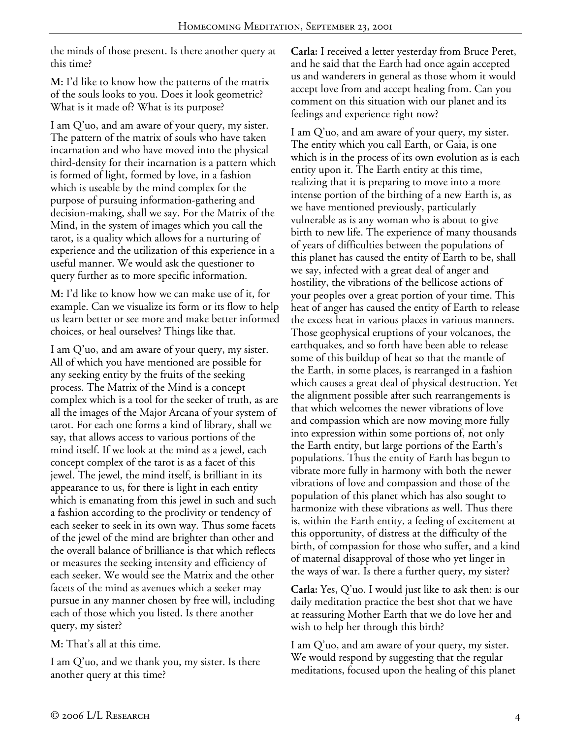the minds of those present. Is there another query at this time?

**M:** I'd like to know how the patterns of the matrix of the souls looks to you. Does it look geometric? What is it made of? What is its purpose?

I am Q'uo, and am aware of your query, my sister. The pattern of the matrix of souls who have taken incarnation and who have moved into the physical third-density for their incarnation is a pattern which is formed of light, formed by love, in a fashion which is useable by the mind complex for the purpose of pursuing information-gathering and decision-making, shall we say. For the Matrix of the Mind, in the system of images which you call the tarot, is a quality which allows for a nurturing of experience and the utilization of this experience in a useful manner. We would ask the questioner to query further as to more specific information.

**M:** I'd like to know how we can make use of it, for example. Can we visualize its form or its flow to help us learn better or see more and make better informed choices, or heal ourselves? Things like that.

I am Q'uo, and am aware of your query, my sister. All of which you have mentioned are possible for any seeking entity by the fruits of the seeking process. The Matrix of the Mind is a concept complex which is a tool for the seeker of truth, as are all the images of the Major Arcana of your system of tarot. For each one forms a kind of library, shall we say, that allows access to various portions of the mind itself. If we look at the mind as a jewel, each concept complex of the tarot is as a facet of this jewel. The jewel, the mind itself, is brilliant in its appearance to us, for there is light in each entity which is emanating from this jewel in such and such a fashion according to the proclivity or tendency of each seeker to seek in its own way. Thus some facets of the jewel of the mind are brighter than other and the overall balance of brilliance is that which reflects or measures the seeking intensity and efficiency of each seeker. We would see the Matrix and the other facets of the mind as avenues which a seeker may pursue in any manner chosen by free will, including each of those which you listed. Is there another query, my sister?

**M:** That's all at this time.

I am Q'uo, and we thank you, my sister. Is there another query at this time?

**Carla:** I received a letter yesterday from Bruce Peret, and he said that the Earth had once again accepted us and wanderers in general as those whom it would accept love from and accept healing from. Can you comment on this situation with our planet and its feelings and experience right now?

I am Q'uo, and am aware of your query, my sister. The entity which you call Earth, or Gaia, is one which is in the process of its own evolution as is each entity upon it. The Earth entity at this time, realizing that it is preparing to move into a more intense portion of the birthing of a new Earth is, as we have mentioned previously, particularly vulnerable as is any woman who is about to give birth to new life. The experience of many thousands of years of difficulties between the populations of this planet has caused the entity of Earth to be, shall we say, infected with a great deal of anger and hostility, the vibrations of the bellicose actions of your peoples over a great portion of your time. This heat of anger has caused the entity of Earth to release the excess heat in various places in various manners. Those geophysical eruptions of your volcanoes, the earthquakes, and so forth have been able to release some of this buildup of heat so that the mantle of the Earth, in some places, is rearranged in a fashion which causes a great deal of physical destruction. Yet the alignment possible after such rearrangements is that which welcomes the newer vibrations of love and compassion which are now moving more fully into expression within some portions of, not only the Earth entity, but large portions of the Earth's populations. Thus the entity of Earth has begun to vibrate more fully in harmony with both the newer vibrations of love and compassion and those of the population of this planet which has also sought to harmonize with these vibrations as well. Thus there is, within the Earth entity, a feeling of excitement at this opportunity, of distress at the difficulty of the birth, of compassion for those who suffer, and a kind of maternal disapproval of those who yet linger in the ways of war. Is there a further query, my sister?

**Carla:** Yes, Q'uo. I would just like to ask then: is our daily meditation practice the best shot that we have at reassuring Mother Earth that we do love her and wish to help her through this birth?

I am Q'uo, and am aware of your query, my sister. We would respond by suggesting that the regular meditations, focused upon the healing of this planet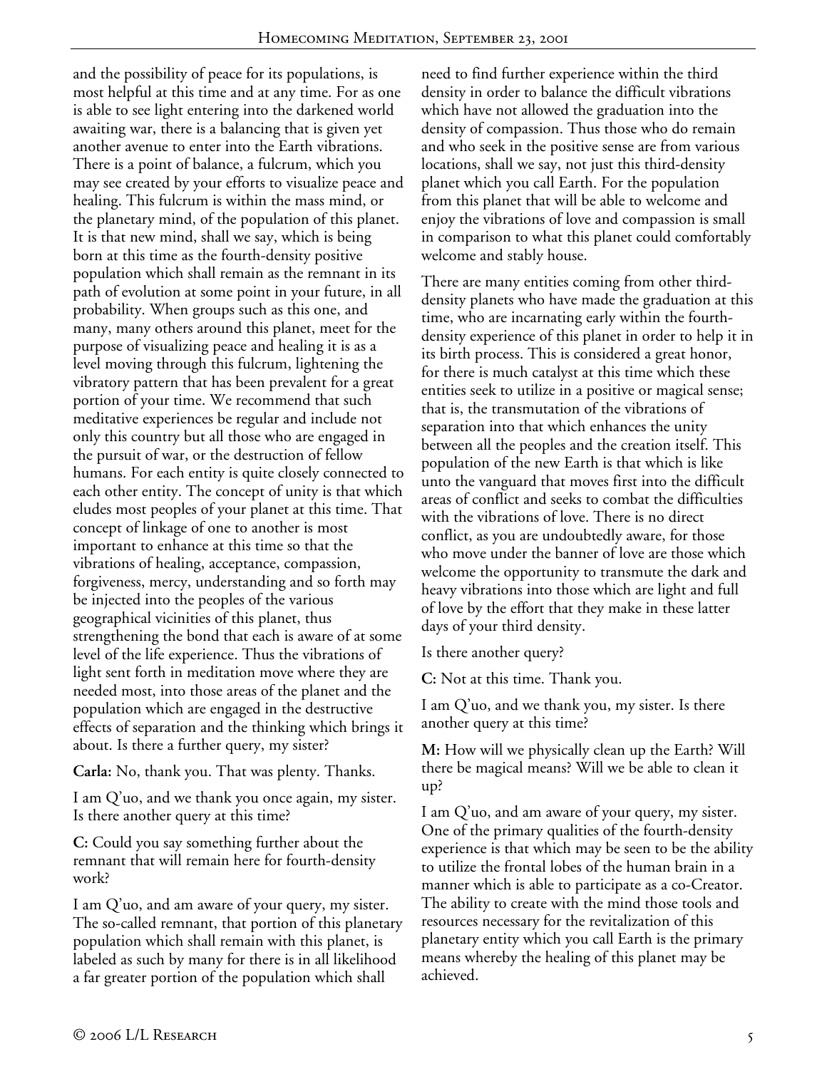and the possibility of peace for its populations, is most helpful at this time and at any time. For as one is able to see light entering into the darkened world awaiting war, there is a balancing that is given yet another avenue to enter into the Earth vibrations. There is a point of balance, a fulcrum, which you may see created by your efforts to visualize peace and healing. This fulcrum is within the mass mind, or the planetary mind, of the population of this planet. It is that new mind, shall we say, which is being born at this time as the fourth-density positive population which shall remain as the remnant in its path of evolution at some point in your future, in all probability. When groups such as this one, and many, many others around this planet, meet for the purpose of visualizing peace and healing it is as a level moving through this fulcrum, lightening the vibratory pattern that has been prevalent for a great portion of your time. We recommend that such meditative experiences be regular and include not only this country but all those who are engaged in the pursuit of war, or the destruction of fellow humans. For each entity is quite closely connected to each other entity. The concept of unity is that which eludes most peoples of your planet at this time. That concept of linkage of one to another is most important to enhance at this time so that the vibrations of healing, acceptance, compassion, forgiveness, mercy, understanding and so forth may be injected into the peoples of the various geographical vicinities of this planet, thus strengthening the bond that each is aware of at some level of the life experience. Thus the vibrations of light sent forth in meditation move where they are needed most, into those areas of the planet and the population which are engaged in the destructive effects of separation and the thinking which brings it about. Is there a further query, my sister?

**Carla:** No, thank you. That was plenty. Thanks.

I am Q'uo, and we thank you once again, my sister. Is there another query at this time?

**C:** Could you say something further about the remnant that will remain here for fourth-density work?

I am Q'uo, and am aware of your query, my sister. The so-called remnant, that portion of this planetary population which shall remain with this planet, is labeled as such by many for there is in all likelihood a far greater portion of the population which shall need to find further experience within the third density in order to balance the difficult vibrations which have not allowed the graduation into the density of compassion. Thus those who do remain and who seek in the positive sense are from various locations, shall we say, not just this third-density planet which you call Earth. For the population from this planet that will be able to welcome and enjoy the vibrations of love and compassion is small in comparison to what this planet could comfortably welcome and stably house.

There are many entities coming from other third-density planets who have made the graduation at this time, who are incarnating early within the fourth-density experience of this planet in order to help it in its birth process. This is considered a great honor, for there is much catalyst at this time which these entities seek to utilize in a positive or magical sense; that is, the transmutation of the vibrations of separation into that which enhances the unity between all the peoples and the creation itself. This population of the new Earth is that which is like unto the vanguard that moves first into the difficult areas of conflict and seeks to combat the difficulties with the vibrations of love. There is no direct conflict, as you are undoubtedly aware, for those who move under the banner of love are those which welcome the opportunity to transmute the dark and heavy vibrations into those which are light and full of love by the effort that they make in these latter days of your third density.

Is there another query?

**C:** Not at this time. Thank you.

I am Q'uo, and we thank you, my sister. Is there another query at this time?

**M:** How will we physically clean up the Earth? Will there be magical means? Will we be able to clean it up?

I am Q'uo, and am aware of your query, my sister. One of the primary qualities of the fourth-density experience is that which may be seen to be the ability to utilize the frontal lobes of the human brain in a manner which is able to participate as a co-Creator. The ability to create with the mind those tools and resources necessary for the revitalization of this planetary entity which you call Earth is the primary means whereby the healing of this planet may be achieved.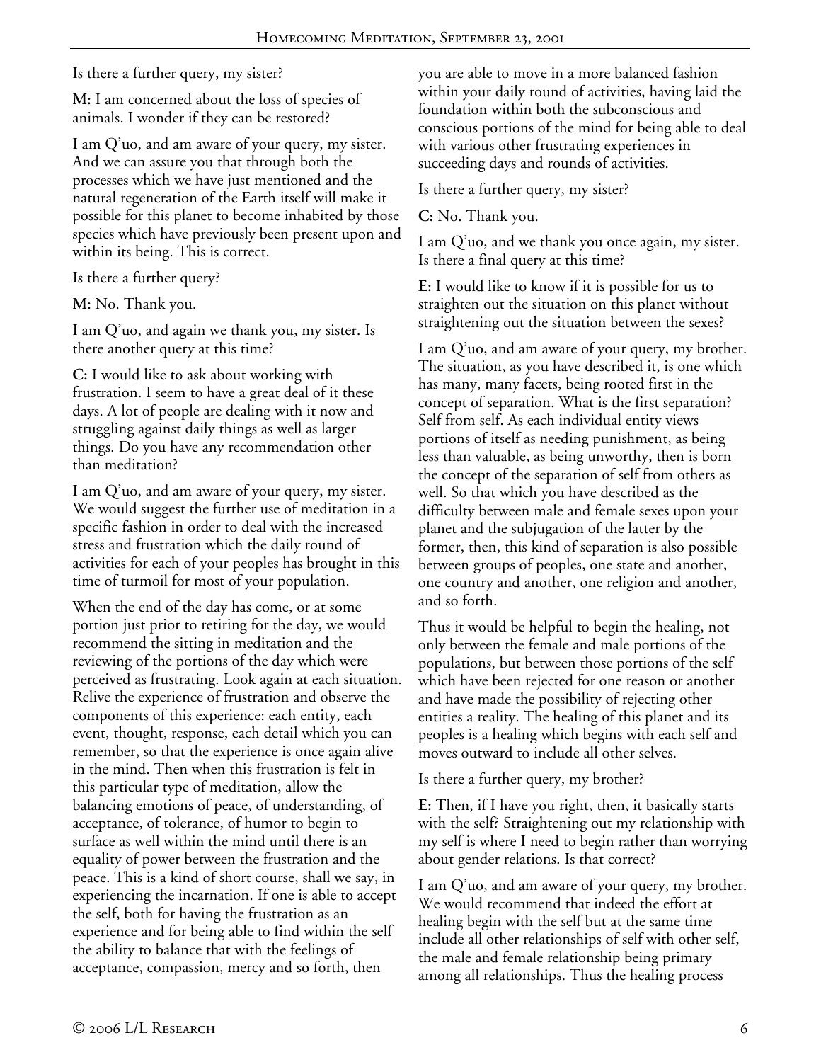Is there a further query, my sister?

**M:** I am concerned about the loss of species of animals. I wonder if they can be restored?

I am Q'uo, and am aware of your query, my sister. And we can assure you that through both the processes which we have just mentioned and the natural regeneration of the Earth itself will make it possible for this planet to become inhabited by those species which have previously been present upon and within its being. This is correct.

Is there a further query?

**M:** No. Thank you.

I am Q'uo, and again we thank you, my sister. Is there another query at this time?

**C:** I would like to ask about working with frustration. I seem to have a great deal of it these days. A lot of people are dealing with it now and struggling against daily things as well as larger things. Do you have any recommendation other than meditation?

I am Q'uo, and am aware of your query, my sister. We would suggest the further use of meditation in a specific fashion in order to deal with the increased stress and frustration which the daily round of activities for each of your peoples has brought in this time of turmoil for most of your population.

When the end of the day has come, or at some portion just prior to retiring for the day, we would recommend the sitting in meditation and the reviewing of the portions of the day which were perceived as frustrating. Look again at each situation. Relive the experience of frustration and observe the components of this experience: each entity, each event, thought, response, each detail which you can remember, so that the experience is once again alive in the mind. Then when this frustration is felt in this particular type of meditation, allow the balancing emotions of peace, of understanding, of acceptance, of tolerance, of humor to begin to surface as well within the mind until there is an equality of power between the frustration and the peace. This is a kind of short course, shall we say, in experiencing the incarnation. If one is able to accept the self, both for having the frustration as an experience and for being able to find within the self the ability to balance that with the feelings of acceptance, compassion, mercy and so forth, then you are able to move in a more balanced fashion within your daily round of activities, having laid the foundation within both the subconscious and conscious portions of the mind for being able to deal with various other frustrating experiences in succeeding days and rounds of activities.

Is there a further query, my sister?

**C:** No. Thank you.

I am Q'uo, and we thank you once again, my sister. Is there a final query at this time?

**E:** I would like to know if it is possible for us to straighten out the situation on this planet without straightening out the situation between the sexes?

I am Q'uo, and am aware of your query, my brother. The situation, as you have described it, is one which has many, many facets, being rooted first in the concept of separation. What is the first separation? Self from self. As each individual entity views portions of itself as needing punishment, as being less than valuable, as being unworthy, then is born the concept of the separation of self from others as well. So that which you have described as the difficulty between male and female sexes upon your planet and the subjugation of the latter by the former, then, this kind of separation is also possible between groups of peoples, one state and another, one country and another, one religion and another, and so forth.

Thus it would be helpful to begin the healing, not only between the female and male portions of the populations, but between those portions of the self which have been rejected for one reason or another and have made the possibility of rejecting other entities a reality. The healing of this planet and its peoples is a healing which begins with each self and moves outward to include all other selves.

Is there a further query, my brother?

**E:** Then, if I have you right, then, it basically starts with the self? Straightening out my relationship with my self is where I need to begin rather than worrying about gender relations. Is that correct?

I am Q'uo, and am aware of your query, my brother. We would recommend that indeed the effort at healing begin with the self but at the same time include all other relationships of self with other self, the male and female relationship being primary among all relationships. Thus the healing process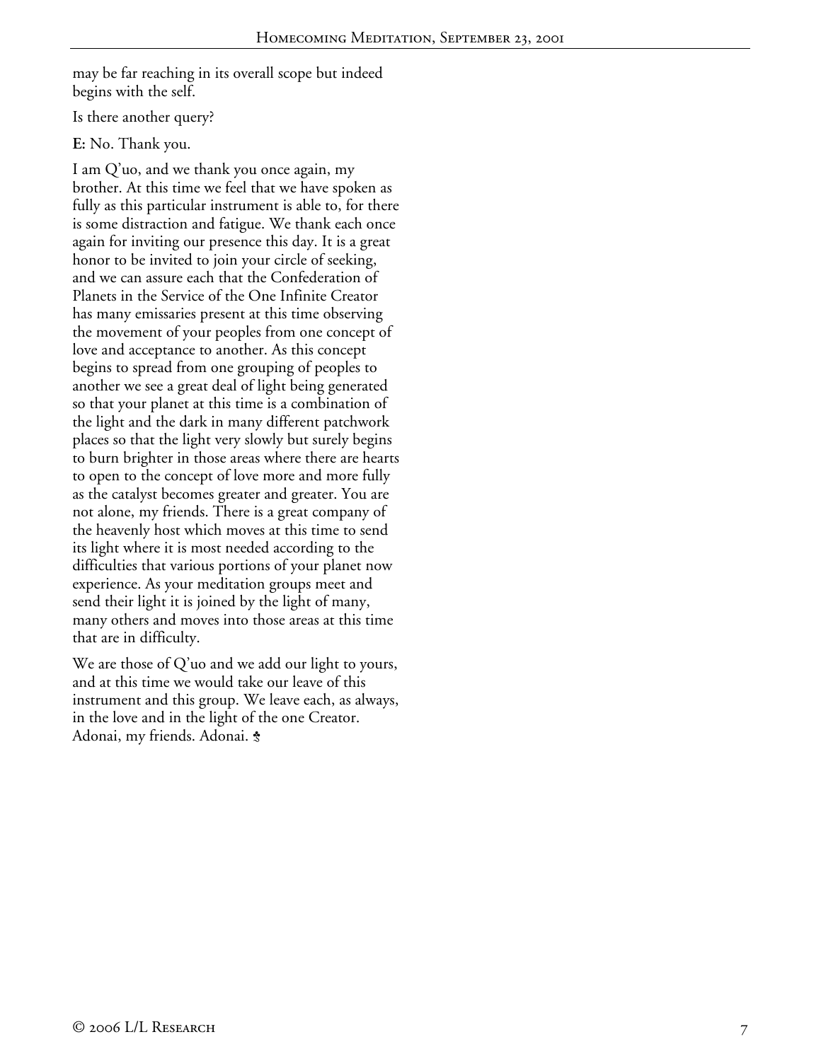may be far reaching in its overall scope but indeed begins with the self.

Is there another query?

**E:** No. Thank you.

I am Q'uo, and we thank you once again, my brother. At this time we feel that we have spoken as fully as this particular instrument is able to, for there is some distraction and fatigue. We thank each once again for inviting our presence this day. It is a great honor to be invited to join your circle of seeking, and we can assure each that the Confederation of Planets in the Service of the One Infinite Creator has many emissaries present at this time observing the movement of your peoples from one concept of love and acceptance to another. As this concept begins to spread from one grouping of peoples to another we see a great deal of light being generated so that your planet at this time is a combination of the light and the dark in many different patchwork places so that the light very slowly but surely begins to burn brighter in those areas where there are hearts to open to the concept of love more and more fully as the catalyst becomes greater and greater. You are not alone, my friends. There is a great company of the heavenly host which moves at this time to send its light where it is most needed according to the difficulties that various portions of your planet now experience. As your meditation groups meet and send their light it is joined by the light of many, many others and moves into those areas at this time that are in difficulty.

We are those of Q'uo and we add our light to yours, and at this time we would take our leave of this instrument and this group. We leave each, as always, in the love and in the light of the one Creator. Adonai, my friends. Adonai.